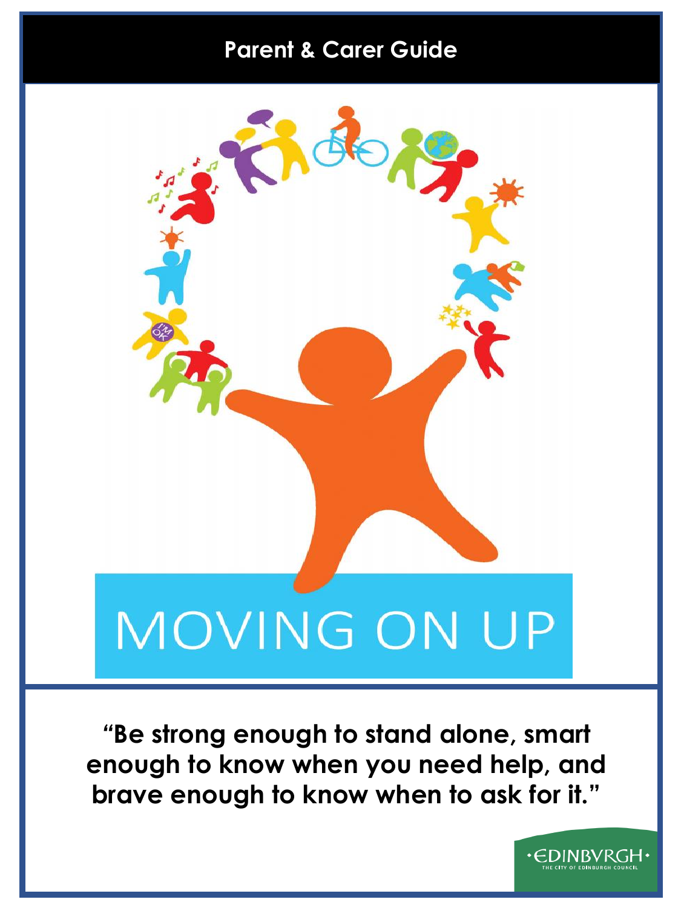# Parent & Carer Guide

# MOVING ON UP

**"Be strong enough to stand alone, smart enough to know when you need help, and brave enough to know when to ask for it."**

EDINBVRGH
THE CITY OF EDINBURGH COUNCIL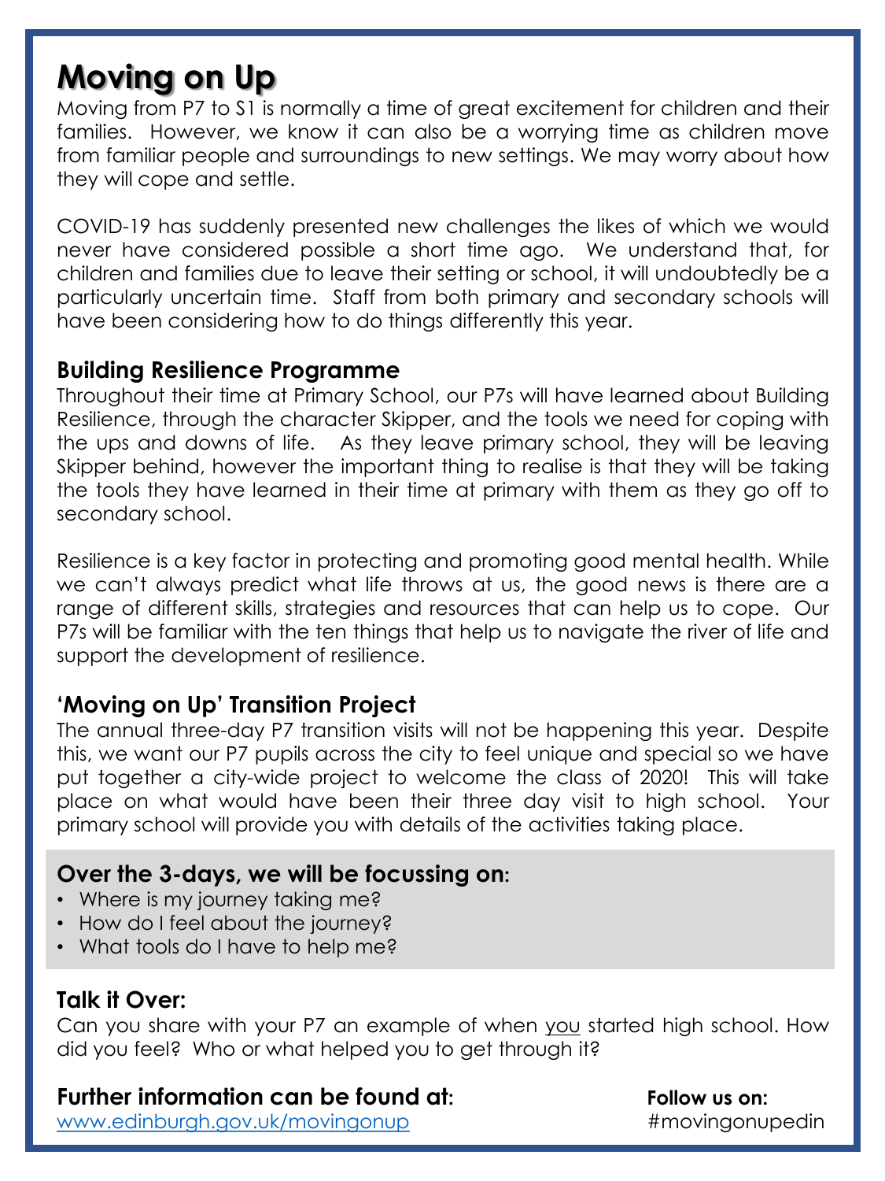# Moving on Up

Moving from P7 to S1 is normally a time of great excitement for children and their families. However, we know it can also be a worrying time as children move from familiar people and surroundings to new settings. We may worry about how they will cope and settle.

COVID-19 has suddenly presented new challenges the likes of which we would never have considered possible a short time ago. We understand that, for children and families due to leave their setting or school, it will undoubtedly be a particularly uncertain time. Staff from both primary and secondary schools will have been considering how to do things differently this year.

## Building Resilience Programme

Throughout their time at Primary School, our P7s will have learned about Building Resilience, through the character Skipper, and the tools we need for coping with the ups and downs of life. As they leave primary school, they will be leaving Skipper behind, however the important thing to realise is that they will be taking the tools they have learned in their time at primary with them as they go off to secondary school.

Resilience is a key factor in protecting and promoting good mental health. While we can't always predict what life throws at us, the good news is there are a range of different skills, strategies and resources that can help us to cope. Our P7s will be familiar with the ten things that help us to navigate the river of life and support the development of resilience.

## 'Moving on Up' Transition Project

The annual three-day P7 transition visits will not be happening this year. Despite this, we want our P7 pupils across the city to feel unique and special so we have put together a city-wide project to welcome the class of 2020! This will take place on what would have been their three day visit to high school. Your primary school will provide you with details of the activities taking place.

## Over the 3-days, we will be focussing on:

- Where is my journey taking me?
- How do I feel about the journey?
- What tools do I have to help me?

## Talk it Over:

Can you share with your P7 an example of when you started high school. How did you feel? Who or what helped you to get through it?

## Further information can be found at:

www.edinburgh.gov.uk/movingonup

**Follow us on:**

#movingonupedin